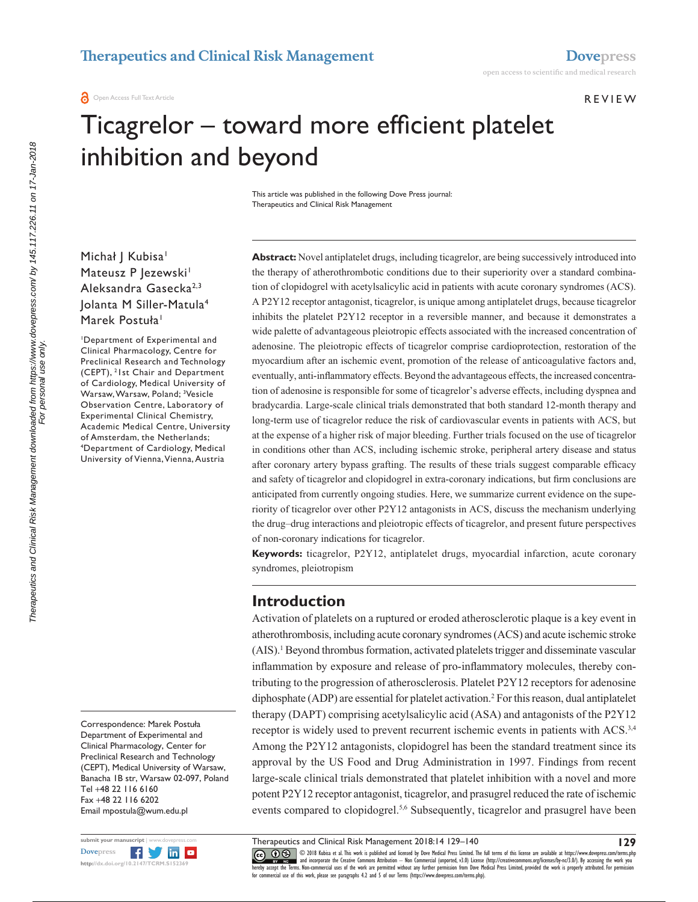# Ticagrelor – toward more efficient platelet inhibition and beyond

This article was published in the following Dove Press journal:
Therapeutics and Clinical Risk Management

Michał J Kubisa[1]
Mateusz P Jezewski[1]
Aleksandra Gasecka[2,3]
Jolanta M Siller-Matula[4]
Marek Postuła[1]

[1]Department of Experimental and Clinical Pharmacology, Centre for Preclinical Research and Technology (CEPT), [2]1st Chair and Department of Cardiology, Medical University of Warsaw, Warsaw, Poland; [3]Vesicle Observation Centre, Laboratory of Experimental Clinical Chemistry, Academic Medical Centre, University of Amsterdam, the Netherlands; [4]Department of Cardiology, Medical University of Vienna, Vienna, Austria

Correspondence: Marek Postuła
Department of Experimental and Clinical Pharmacology, Center for Preclinical Research and Technology (CEPT), Medical University of Warsaw, Banacha 1B str, Warsaw 02-097, Poland
Tel +48 22 116 6160
Fax +48 22 116 6202
Email mpostula@wum.edu.pl

**Abstract:** Novel antiplatelet drugs, including ticagrelor, are being successively introduced into the therapy of atherothrombotic conditions due to their superiority over a standard combination of clopidogrel with acetylsalicylic acid in patients with acute coronary syndromes (ACS). A P2Y12 receptor antagonist, ticagrelor, is unique among antiplatelet drugs, because ticagrelor inhibits the platelet P2Y12 receptor in a reversible manner, and because it demonstrates a wide palette of advantageous pleiotropic effects associated with the increased concentration of adenosine. The pleiotropic effects of ticagrelor comprise cardioprotection, restoration of the myocardium after an ischemic event, promotion of the release of anticoagulative factors and, eventually, anti-inflammatory effects. Beyond the advantageous effects, the increased concentration of adenosine is responsible for some of ticagrelor's adverse effects, including dyspnea and bradycardia. Large-scale clinical trials demonstrated that both standard 12-month therapy and long-term use of ticagrelor reduce the risk of cardiovascular events in patients with ACS, but at the expense of a higher risk of major bleeding. Further trials focused on the use of ticagrelor in conditions other than ACS, including ischemic stroke, peripheral artery disease and status after coronary artery bypass grafting. The results of these trials suggest comparable efficacy and safety of ticagrelor and clopidogrel in extra-coronary indications, but firm conclusions are anticipated from currently ongoing studies. Here, we summarize current evidence on the superiority of ticagrelor over other P2Y12 antagonists in ACS, discuss the mechanism underlying the drug–drug interactions and pleiotropic effects of ticagrelor, and present future perspectives of non-coronary indications for ticagrelor.

**Keywords:** ticagrelor, P2Y12, antiplatelet drugs, myocardial infarction, acute coronary syndromes, pleiotropism

## Introduction

Activation of platelets on a ruptured or eroded atherosclerotic plaque is a key event in atherothrombosis, including acute coronary syndromes (ACS) and acute ischemic stroke (AIS).[1] Beyond thrombus formation, activated platelets trigger and disseminate vascular inflammation by exposure and release of pro-inflammatory molecules, thereby contributing to the progression of atherosclerosis. Platelet P2Y12 receptors for adenosine diphosphate (ADP) are essential for platelet activation.[2] For this reason, dual antiplatelet therapy (DAPT) comprising acetylsalicylic acid (ASA) and antagonists of the P2Y12 receptor is widely used to prevent recurrent ischemic events in patients with ACS.[3,4] Among the P2Y12 antagonists, clopidogrel has been the standard treatment since its approval by the US Food and Drug Administration in 1997. Findings from recent large-scale clinical trials demonstrated that platelet inhibition with a novel and more potent P2Y12 receptor antagonist, ticagrelor, and prasugrel reduced the rate of ischemic events compared to clopidogrel.[5,6] Subsequently, ticagrelor and prasugrel have been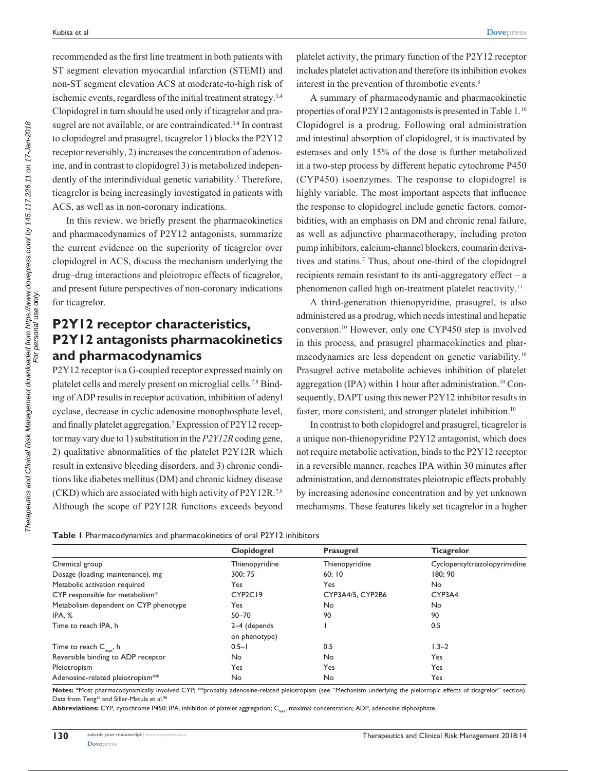recommended as the first line treatment in both patients with ST segment elevation myocardial infarction (STEMI) and non-ST segment elevation ACS at moderate-to-high risk of ischemic events, regardless of the initial treatment strategy.[3,4] Clopidogrel in turn should be used only if ticagrelor and prasugrel are not available, or are contraindicated.[3,4] In contrast to clopidogrel and prasugrel, ticagrelor 1) blocks the P2Y12 receptor reversibly, 2) increases the concentration of adenosine, and in contrast to clopidogrel 3) is metabolized independently of the interindividual genetic variability.[5] Therefore, ticagrelor is being increasingly investigated in patients with ACS, as well as in non-coronary indications.

In this review, we briefly present the pharmacokinetics and pharmacodynamics of P2Y12 antagonists, summarize the current evidence on the superiority of ticagrelor over clopidogrel in ACS, discuss the mechanism underlying the drug–drug interactions and pleiotropic effects of ticagrelor, and present future perspectives of non-coronary indications for ticagrelor.

## P2Y12 receptor characteristics, P2Y12 antagonists pharmacokinetics and pharmacodynamics

P2Y12 receptor is a G-coupled receptor expressed mainly on platelet cells and merely present on microglial cells.[7,8] Binding of ADP results in receptor activation, inhibition of adenyl cyclase, decrease in cyclic adenosine monophosphate level, and finally platelet aggregation.[7] Expression of P2Y12 receptor may vary due to 1) substitution in the *P2Y12R* coding gene, 2) qualitative abnormalities of the platelet P2Y12R which result in extensive bleeding disorders, and 3) chronic conditions like diabetes mellitus (DM) and chronic kidney disease (CKD) which are associated with high activity of P2Y12R.[7,9] Although the scope of P2Y12R functions exceeds beyond platelet activity, the primary function of the P2Y12 receptor includes platelet activation and therefore its inhibition evokes interest in the prevention of thrombotic events.[8]

A summary of pharmacodynamic and pharmacokinetic properties of oral P2Y12 antagonists is presented in Table 1.[10] Clopidogrel is a prodrug. Following oral administration and intestinal absorption of clopidogrel, it is inactivated by esterases and only 15% of the dose is further metabolized in a two-step process by different hepatic cytochrome P450 (CYP450) isoenzymes. The response to clopidogrel is highly variable. The most important aspects that influence the response to clopidogrel include genetic factors, comorbidities, with an emphasis on DM and chronic renal failure, as well as adjunctive pharmacotherapy, including proton pump inhibitors, calcium-channel blockers, coumarin derivatives and statins.[7] Thus, about one-third of the clopidogrel recipients remain resistant to its anti-aggregatory effect – a phenomenon called high on-treatment platelet reactivity.[11]

A third-generation thienopyridine, prasugrel, is also administered as a prodrug, which needs intestinal and hepatic conversion.[10] However, only one CYP450 step is involved in this process, and prasugrel pharmacokinetics and pharmacodynamics are less dependent on genetic variability.[10] Prasugrel active metabolite achieves inhibition of platelet aggregation (IPA) within 1 hour after administration.[10] Consequently, DAPT using this newer P2Y12 inhibitor results in faster, more consistent, and stronger platelet inhibition.[10]

In contrast to both clopidogrel and prasugrel, ticagrelor is a unique non-thienopyridine P2Y12 antagonist, which does not require metabolic activation, binds to the P2Y12 receptor in a reversible manner, reaches IPA within 30 minutes after administration, and demonstrates pleiotropic effects probably by increasing adenosine concentration and by yet unknown mechanisms. These features likely set ticagrelor in a higher

**Table 1** Pharmacodynamics and pharmacokinetics of oral P2Y12 inhibitors

| | Clopidogrel | Prasugrel | Ticagrelor |
|---|---|---|---|
| Chemical group | Thienopyridine | Thienopyridine | Cyclopentyltriazolopyrimidine |
| Dosage (loading; maintenance), mg | 300; 75 | 60; 10 | 180; 90 |
| Metabolic activation required | Yes | Yes | No |
| CYP responsible for metabolism* | CYP2C19 | CYP3A4/5, CYP2B6 | CYP3A4 |
| Metabolism dependent on CYP phenotype | Yes | No | No |
| IPA, % | 50–70 | 90 | 90 |
| Time to reach IPA, h | 2–4 (depends on phenotype) | 1 | 0.5 |
| Time to reach $C_{max}$, h | 0.5–1 | 0.5 | 1.3–2 |
| Reversible binding to ADP receptor | No | No | Yes |
| Pleiotropism | Yes | Yes | Yes |
| Adenosine-related pleiotropism** | No | No | Yes |

**Notes:** *Most pharmacodynamically involved CYP; **probably adenosine-related pleiotropism (see "Mechanism underlying the pleiotropic effects of ticagrelor" section). Data from Teng[10] and Siller-Matula et al.[90]

**Abbreviations:** CYP, cytochrome P450; IPA, inhibition of platelet aggregation; $C_{max}$, maximal concentration; ADP, adenosine diphosphate.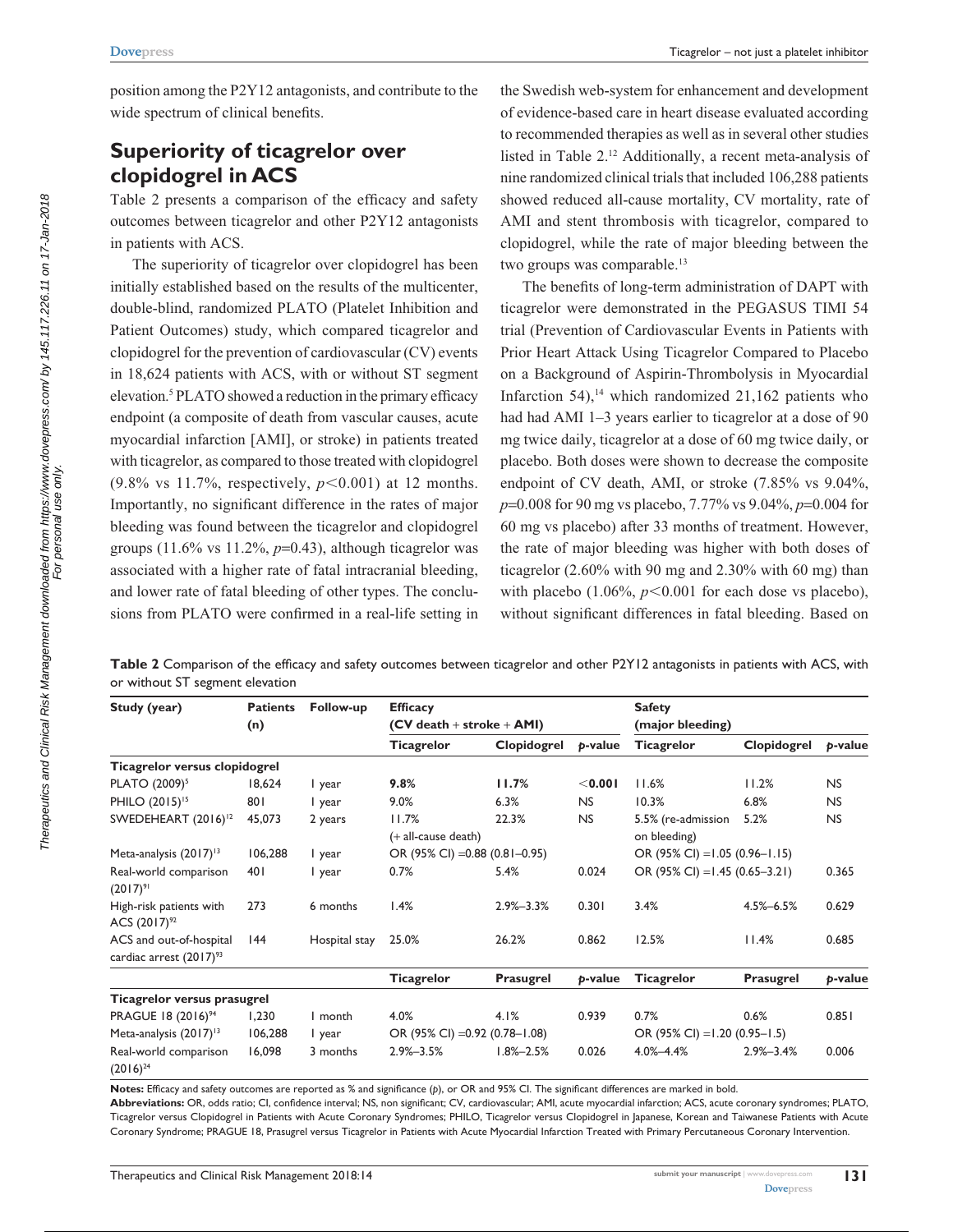position among the P2Y12 antagonists, and contribute to the wide spectrum of clinical benefits.

## Superiority of ticagrelor over clopidogrel in ACS

Table 2 presents a comparison of the efficacy and safety outcomes between ticagrelor and other P2Y12 antagonists in patients with ACS.

The superiority of ticagrelor over clopidogrel has been initially established based on the results of the multicenter, double-blind, randomized PLATO (Platelet Inhibition and Patient Outcomes) study, which compared ticagrelor and clopidogrel for the prevention of cardiovascular (CV) events in 18,624 patients with ACS, with or without ST segment elevation.[5] PLATO showed a reduction in the primary efficacy endpoint (a composite of death from vascular causes, acute myocardial infarction [AMI], or stroke) in patients treated with ticagrelor, as compared to those treated with clopidogrel (9.8% vs 11.7%, respectively, $p<0.001$) at 12 months. Importantly, no significant difference in the rates of major bleeding was found between the ticagrelor and clopidogrel groups (11.6% vs 11.2%, $p=0.43$), although ticagrelor was associated with a higher rate of fatal intracranial bleeding, and lower rate of fatal bleeding of other types. The conclusions from PLATO were confirmed in a real-life setting in the Swedish web-system for enhancement and development of evidence-based care in heart disease evaluated according to recommended therapies as well as in several other studies listed in Table 2.[12] Additionally, a recent meta-analysis of nine randomized clinical trials that included 106,288 patients showed reduced all-cause mortality, CV mortality, rate of AMI and stent thrombosis with ticagrelor, compared to clopidogrel, while the rate of major bleeding between the two groups was comparable.[13]

The benefits of long-term administration of DAPT with ticagrelor were demonstrated in the PEGASUS TIMI 54 trial (Prevention of Cardiovascular Events in Patients with Prior Heart Attack Using Ticagrelor Compared to Placebo on a Background of Aspirin-Thrombolysis in Myocardial Infarction 54),[14] which randomized 21,162 patients who had had AMI 1–3 years earlier to ticagrelor at a dose of 90 mg twice daily, ticagrelor at a dose of 60 mg twice daily, or placebo. Both doses were shown to decrease the composite endpoint of CV death, AMI, or stroke (7.85% vs 9.04%, $p=0.008$ for 90 mg vs placebo, 7.77% vs 9.04%, $p=0.004$ for 60 mg vs placebo) after 33 months of treatment. However, the rate of major bleeding was higher with both doses of ticagrelor (2.60% with 90 mg and 2.30% with 60 mg) than with placebo (1.06%, $p<0.001$ for each dose vs placebo), without significant differences in fatal bleeding. Based on

**Table 2** Comparison of the efficacy and safety outcomes between ticagrelor and other P2Y12 antagonists in patients with ACS, with or without ST segment elevation

| Study (year) | Patients (n) | Follow-up | Efficacy (CV death + stroke + AMI) | | | Safety (major bleeding) | | |
|---|---|---|---|---|---|---|---|---|
| | | | Ticagrelor | Clopidogrel | *p*-value | Ticagrelor | Clopidogrel | *p*-value |
| **Ticagrelor versus clopidogrel** | | | | | | | | |
| PLATO (2009)[5] | 18,624 | 1 year | **9.8%** | **11.7%** | **<0.001** | 11.6% | 11.2% | NS |
| PHILO (2015)[15] | 801 | 1 year | 9.0% | 6.3% | NS | 10.3% | 6.8% | NS |
| SWEDEHEART (2016)[12] | 45,073 | 2 years | 11.7% (+ all-cause death) | 22.3% | NS | 5.5% (re-admission on bleeding) | 5.2% | NS |
| Meta-analysis (2017)[13] | 106,288 | 1 year | OR (95% CI) =0.88 (0.81–0.95) | | | OR (95% CI) =1.05 (0.96–1.15) | | |
| Real-world comparison (2017)[91] | 401 | 1 year | 0.7% | 5.4% | 0.024 | OR (95% CI) =1.45 (0.65–3.21) | | 0.365 |
| High-risk patients with ACS (2017)[92] | 273 | 6 months | 1.4% | 2.9%–3.3% | 0.301 | 3.4% | 4.5%–6.5% | 0.629 |
| ACS and out-of-hospital cardiac arrest (2017)[93] | 144 | Hospital stay | 25.0% | 26.2% | 0.862 | 12.5% | 11.4% | 0.685 |
| | | | **Ticagrelor** | **Prasugrel** | ***p*-value** | **Ticagrelor** | **Prasugrel** | ***p*-value** |
| **Ticagrelor versus prasugrel** | | | | | | | | |
| PRAGUE 18 (2016)[94] | 1,230 | 1 month | 4.0% | 4.1% | 0.939 | 0.7% | 0.6% | 0.851 |
| Meta-analysis (2017)[13] | 106,288 | 1 year | OR (95% CI) =0.92 (0.78–1.08) | | | OR (95% CI) =1.20 (0.95–1.5) | | |
| Real-world comparison (2016)[24] | 16,098 | 3 months | 2.9%–3.5% | 1.8%–2.5% | 0.026 | 4.0%–4.4% | 2.9%–3.4% | 0.006 |

**Notes:** Efficacy and safety outcomes are reported as % and significance (*p*), or OR and 95% CI. The significant differences are marked in bold.
**Abbreviations:** OR, odds ratio; CI, confidence interval; NS, non significant; CV, cardiovascular; AMI, acute myocardial infarction; ACS, acute coronary syndromes; PLATO, Ticagrelor versus Clopidogrel in Patients with Acute Coronary Syndromes; PHILO, Ticagrelor versus Clopidogrel in Japanese, Korean and Taiwanese Patients with Acute Coronary Syndrome; PRAGUE 18, Prasugrel versus Ticagrelor in Patients with Acute Myocardial Infarction Treated with Primary Percutaneous Coronary Intervention.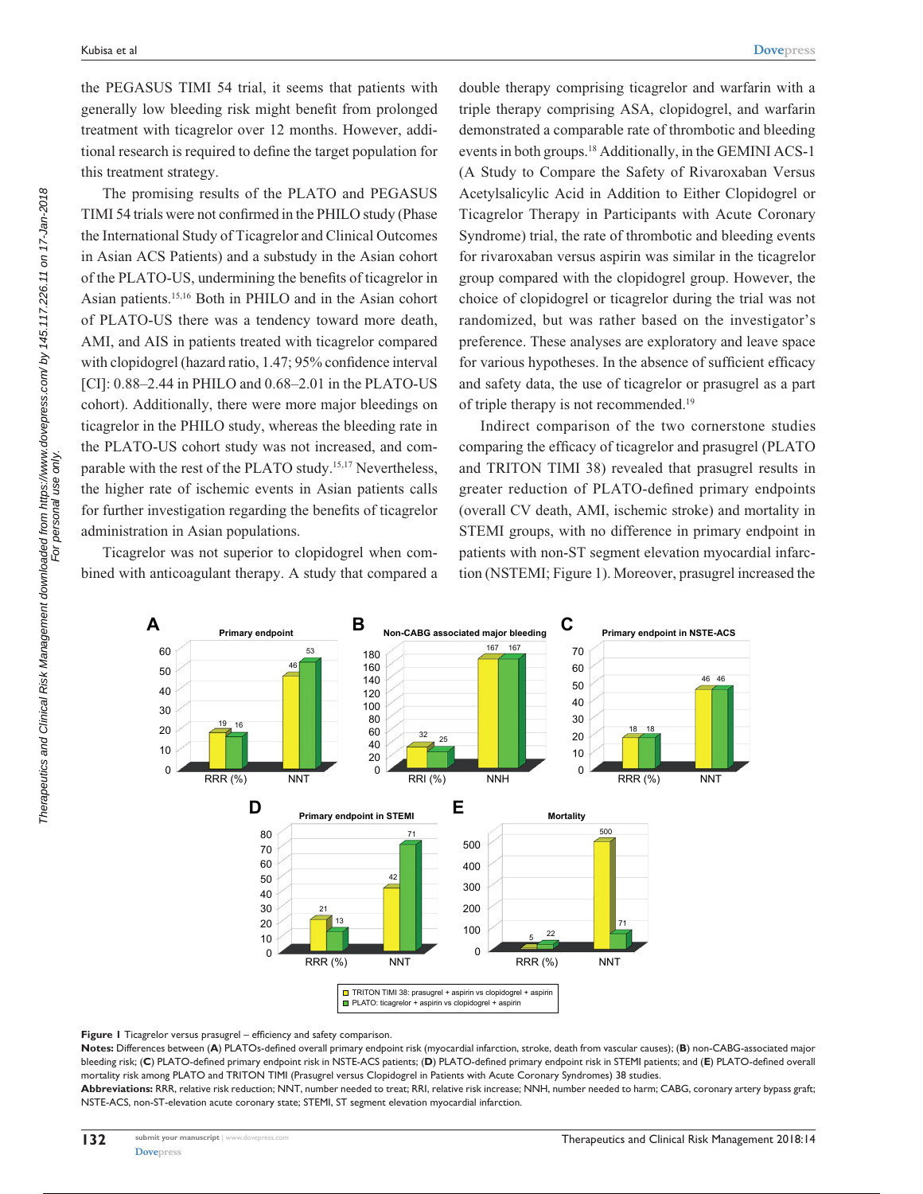the PEGASUS TIMI 54 trial, it seems that patients with generally low bleeding risk might benefit from prolonged treatment with ticagrelor over 12 months. However, additional research is required to define the target population for this treatment strategy.

The promising results of the PLATO and PEGASUS TIMI 54 trials were not confirmed in the PHILO study (Phase the International Study of Ticagrelor and Clinical Outcomes in Asian ACS Patients) and a substudy in the Asian cohort of the PLATO-US, undermining the benefits of ticagrelor in Asian patients.[15,16] Both in PHILO and in the Asian cohort of PLATO-US there was a tendency toward more death, AMI, and AIS in patients treated with ticagrelor compared with clopidogrel (hazard ratio, 1.47; 95% confidence interval [CI]: 0.88–2.44 in PHILO and 0.68–2.01 in the PLATO-US cohort). Additionally, there were more major bleedings on ticagrelor in the PHILO study, whereas the bleeding rate in the PLATO-US cohort study was not increased, and comparable with the rest of the PLATO study.[15,17] Nevertheless, the higher rate of ischemic events in Asian patients calls for further investigation regarding the benefits of ticagrelor administration in Asian populations.

Ticagrelor was not superior to clopidogrel when combined with anticoagulant therapy. A study that compared a double therapy comprising ticagrelor and warfarin with a triple therapy comprising ASA, clopidogrel, and warfarin demonstrated a comparable rate of thrombotic and bleeding events in both groups.[18] Additionally, in the GEMINI ACS-1 (A Study to Compare the Safety of Rivaroxaban Versus Acetylsalicylic Acid in Addition to Either Clopidogrel or Ticagrelor Therapy in Participants with Acute Coronary Syndrome) trial, the rate of thrombotic and bleeding events for rivaroxaban versus aspirin was similar in the ticagrelor group compared with the clopidogrel group. However, the choice of clopidogrel or ticagrelor during the trial was not randomized, but was rather based on the investigator's preference. These analyses are exploratory and leave space for various hypotheses. In the absence of sufficient efficacy and safety data, the use of ticagrelor or prasugrel as a part of triple therapy is not recommended.[19]

Indirect comparison of the two cornerstone studies comparing the efficacy of ticagrelor and prasugrel (PLATO and TRITON TIMI 38) revealed that prasugrel results in greater reduction of PLATO-defined primary endpoints (overall CV death, AMI, ischemic stroke) and mortality in STEMI groups, with no difference in primary endpoint in patients with non-ST segment elevation myocardial infarction (NSTEMI; Figure 1). Moreover, prasugrel increased the

**Figure 1** Ticagrelor versus prasugrel – efficiency and safety comparison.

**Notes:** Differences between (**A**) PLATOs-defined overall primary endpoint risk (myocardial infarction, stroke, death from vascular causes); (**B**) non-CABG-associated major bleeding risk; (**C**) PLATO-defined primary endpoint risk in NSTE-ACS patients; (**D**) PLATO-defined primary endpoint risk in STEMI patients; and (**E**) PLATO-defined overall mortality risk among PLATO and TRITON TIMI (Prasugrel versus Clopidogrel in Patients with Acute Coronary Syndromes) 38 studies.

**Abbreviations:** RRR, relative risk reduction; NNT, number needed to treat; RRI, relative risk increase; NNH, number needed to harm; CABG, coronary artery bypass graft; NSTE-ACS, non-ST-elevation acute coronary state; STEMI, ST segment elevation myocardial infarction.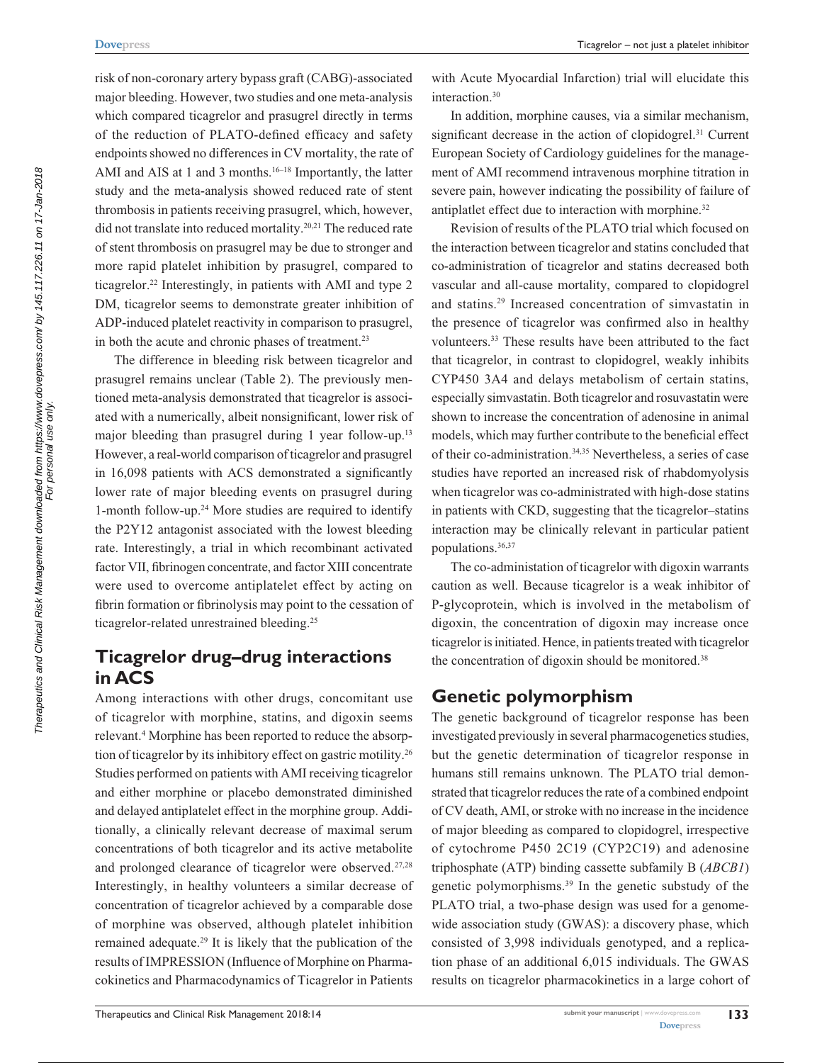risk of non-coronary artery bypass graft (CABG)-associated major bleeding. However, two studies and one meta-analysis which compared ticagrelor and prasugrel directly in terms of the reduction of PLATO-defined efficacy and safety endpoints showed no differences in CV mortality, the rate of AMI and AIS at 1 and 3 months.[16–18] Importantly, the latter study and the meta-analysis showed reduced rate of stent thrombosis in patients receiving prasugrel, which, however, did not translate into reduced mortality.[20,21] The reduced rate of stent thrombosis on prasugrel may be due to stronger and more rapid platelet inhibition by prasugrel, compared to ticagrelor.[22] Interestingly, in patients with AMI and type 2 DM, ticagrelor seems to demonstrate greater inhibition of ADP-induced platelet reactivity in comparison to prasugrel, in both the acute and chronic phases of treatment.[23]

The difference in bleeding risk between ticagrelor and prasugrel remains unclear (Table 2). The previously mentioned meta-analysis demonstrated that ticagrelor is associated with a numerically, albeit nonsignificant, lower risk of major bleeding than prasugrel during 1 year follow-up.[13] However, a real-world comparison of ticagrelor and prasugrel in 16,098 patients with ACS demonstrated a significantly lower rate of major bleeding events on prasugrel during 1-month follow-up.[24] More studies are required to identify the P2Y12 antagonist associated with the lowest bleeding rate. Interestingly, a trial in which recombinant activated factor VII, fibrinogen concentrate, and factor XIII concentrate were used to overcome antiplatelet effect by acting on fibrin formation or fibrinolysis may point to the cessation of ticagrelor-related unrestrained bleeding.[25]

## Ticagrelor drug–drug interactions in ACS

Among interactions with other drugs, concomitant use of ticagrelor with morphine, statins, and digoxin seems relevant.[4] Morphine has been reported to reduce the absorption of ticagrelor by its inhibitory effect on gastric motility.[26] Studies performed on patients with AMI receiving ticagrelor and either morphine or placebo demonstrated diminished and delayed antiplatelet effect in the morphine group. Additionally, a clinically relevant decrease of maximal serum concentrations of both ticagrelor and its active metabolite and prolonged clearance of ticagrelor were observed.[27,28] Interestingly, in healthy volunteers a similar decrease of concentration of ticagrelor achieved by a comparable dose of morphine was observed, although platelet inhibition remained adequate.[29] It is likely that the publication of the results of IMPRESSION (Influence of Morphine on Pharmacokinetics and Pharmacodynamics of Ticagrelor in Patients with Acute Myocardial Infarction) trial will elucidate this interaction.[30]

In addition, morphine causes, via a similar mechanism, significant decrease in the action of clopidogrel.[31] Current European Society of Cardiology guidelines for the management of AMI recommend intravenous morphine titration in severe pain, however indicating the possibility of failure of antiplatelet effect due to interaction with morphine.[32]

Revision of results of the PLATO trial which focused on the interaction between ticagrelor and statins concluded that co-administration of ticagrelor and statins decreased both vascular and all-cause mortality, compared to clopidogrel and statins.[29] Increased concentration of simvastatin in the presence of ticagrelor was confirmed also in healthy volunteers.[33] These results have been attributed to the fact that ticagrelor, in contrast to clopidogrel, weakly inhibits CYP450 3A4 and delays metabolism of certain statins, especially simvastatin. Both ticagrelor and rosuvastatin were shown to increase the concentration of adenosine in animal models, which may further contribute to the beneficial effect of their co-administration.[34,35] Nevertheless, a series of case studies have reported an increased risk of rhabdomyolysis when ticagrelor was co-administrated with high-dose statins in patients with CKD, suggesting that the ticagrelor–statins interaction may be clinically relevant in particular patient populations.[36,37]

The co-administation of ticagrelor with digoxin warrants caution as well. Because ticagrelor is a weak inhibitor of P-glycoprotein, which is involved in the metabolism of digoxin, the concentration of digoxin may increase once ticagrelor is initiated. Hence, in patients treated with ticagrelor the concentration of digoxin should be monitored.[38]

## Genetic polymorphism

The genetic background of ticagrelor response has been investigated previously in several pharmacogenetics studies, but the genetic determination of ticagrelor response in humans still remains unknown. The PLATO trial demonstrated that ticagrelor reduces the rate of a combined endpoint of CV death, AMI, or stroke with no increase in the incidence of major bleeding as compared to clopidogrel, irrespective of cytochrome P450 2C19 (CYP2C19) and adenosine triphosphate (ATP) binding cassette subfamily B (*ABCB1*) genetic polymorphisms.[39] In the genetic substudy of the PLATO trial, a two-phase design was used for a genome-wide association study (GWAS): a discovery phase, which consisted of 3,998 individuals genotyped, and a replication phase of an additional 6,015 individuals. The GWAS results on ticagrelor pharmacokinetics in a large cohort of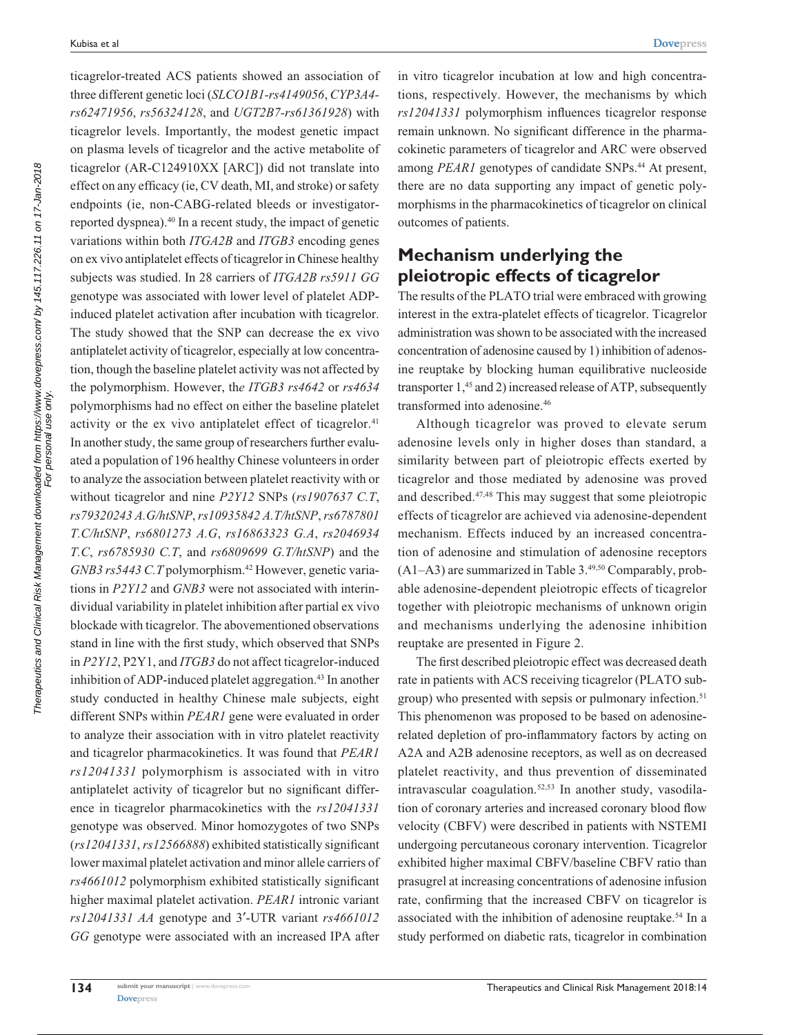ticagrelor-treated ACS patients showed an association of three different genetic loci (*SLCO1B1-rs4149056*, *CYP3A4-rs62471956*, *rs56324128*, and *UGT2B7-rs61361928*) with ticagrelor levels. Importantly, the modest genetic impact on plasma levels of ticagrelor and the active metabolite of ticagrelor (AR-C124910XX [ARC]) did not translate into effect on any efficacy (ie, CV death, MI, and stroke) or safety endpoints (ie, non-CABG-related bleeds or investigator-reported dyspnea).[40] In a recent study, the impact of genetic variations within both *ITGA2B* and *ITGB3* encoding genes on ex vivo antiplatelet effects of ticagrelor in Chinese healthy subjects was studied. In 28 carriers of *ITGA2B rs5911 GG* genotype was associated with lower level of platelet ADP-induced platelet activation after incubation with ticagrelor. The study showed that the SNP can decrease the ex vivo antiplatelet activity of ticagrelor, especially at low concentration, though the baseline platelet activity was not affected by the polymorphism. However, the *ITGB3 rs4642* or *rs4634* polymorphisms had no effect on either the baseline platelet activity or the ex vivo antiplatelet effect of ticagrelor.[41] In another study, the same group of researchers further evaluated a population of 196 healthy Chinese volunteers in order to analyze the association between platelet reactivity with or without ticagrelor and nine *P2Y12* SNPs (*rs1907637 C.T*, *rs79320243 A.G/htSNP*, *rs10935842 A.T/htSNP*, *rs6787801 T.C/htSNP*, *rs6801273 A.G*, *rs16863323 G.A*, *rs2046934 T.C*, *rs6785930 C.T*, and *rs6809699 G.T/htSNP*) and the *GNB3 rs5443 C.T* polymorphism.[42] However, genetic variations in *P2Y12* and *GNB3* were not associated with interindividual variability in platelet inhibition after partial ex vivo blockade with ticagrelor. The abovementioned observations stand in line with the first study, which observed that SNPs in *P2Y12*, P2Y1, and *ITGB3* do not affect ticagrelor-induced inhibition of ADP-induced platelet aggregation.[43] In another study conducted in healthy Chinese male subjects, eight different SNPs within *PEAR1* gene were evaluated in order to analyze their association with in vitro platelet reactivity and ticagrelor pharmacokinetics. It was found that *PEAR1 rs12041331* polymorphism is associated with in vitro antiplatelet activity of ticagrelor but no significant difference in ticagrelor pharmacokinetics with the *rs12041331* genotype was observed. Minor homozygotes of two SNPs (*rs12041331*, *rs12566888*) exhibited statistically significant lower maximal platelet activation and minor allele carriers of *rs4661012* polymorphism exhibited statistically significant higher maximal platelet activation. *PEAR1* intronic variant *rs12041331 AA* genotype and 3′-UTR variant *rs4661012 GG* genotype were associated with an increased IPA after in vitro ticagrelor incubation at low and high concentrations, respectively. However, the mechanisms by which *rs12041331* polymorphism influences ticagrelor response remain unknown. No significant difference in the pharmacokinetic parameters of ticagrelor and ARC were observed among *PEAR1* genotypes of candidate SNPs.[44] At present, there are no data supporting any impact of genetic polymorphisms in the pharmacokinetics of ticagrelor on clinical outcomes of patients.

## Mechanism underlying the pleiotropic effects of ticagrelor

The results of the PLATO trial were embraced with growing interest in the extra-platelet effects of ticagrelor. Ticagrelor administration was shown to be associated with the increased concentration of adenosine caused by 1) inhibition of adenosine reuptake by blocking human equilibrative nucleoside transporter 1,[45] and 2) increased release of ATP, subsequently transformed into adenosine.[46]

Although ticagrelor was proved to elevate serum adenosine levels only in higher doses than standard, a similarity between part of pleiotropic effects exerted by ticagrelor and those mediated by adenosine was proved and described.[47,48] This may suggest that some pleiotropic effects of ticagrelor are achieved via adenosine-dependent mechanism. Effects induced by an increased concentration of adenosine and stimulation of adenosine receptors (A1–A3) are summarized in Table 3.[49,50] Comparably, probable adenosine-dependent pleiotropic effects of ticagrelor together with pleiotropic mechanisms of unknown origin and mechanisms underlying the adenosine inhibition reuptake are presented in Figure 2.

The first described pleiotropic effect was decreased death rate in patients with ACS receiving ticagrelor (PLATO subgroup) who presented with sepsis or pulmonary infection.[51] This phenomenon was proposed to be based on adenosine-related depletion of pro-inflammatory factors by acting on A2A and A2B adenosine receptors, as well as on decreased platelet reactivity, and thus prevention of disseminated intravascular coagulation.[52,53] In another study, vasodilation of coronary arteries and increased coronary blood flow velocity (CBFV) were described in patients with NSTEMI undergoing percutaneous coronary intervention. Ticagrelor exhibited higher maximal CBFV/baseline CBFV ratio than prasugrel at increasing concentrations of adenosine infusion rate, confirming that the increased CBFV on ticagrelor is associated with the inhibition of adenosine reuptake.[54] In a study performed on diabetic rats, ticagrelor in combination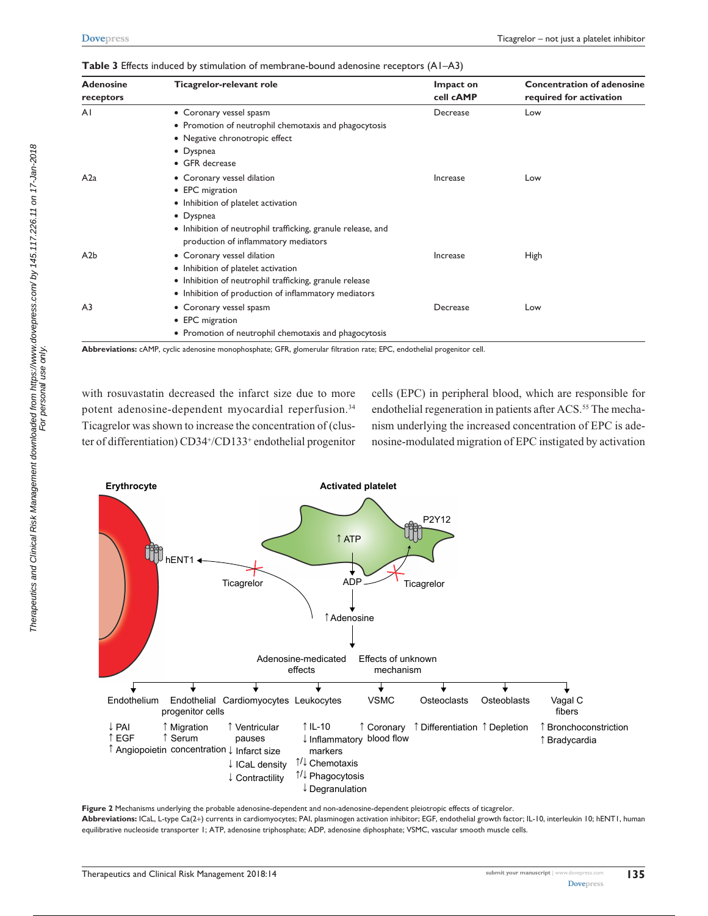**Table 3** Effects induced by stimulation of membrane-bound adenosine receptors (A1–A3)

| Adenosine receptors | Ticagrelor-relevant role | Impact on cell cAMP | Concentration of adenosine required for activation |
|---|---|---|---|
| A1 | • Coronary vessel spasm<br>• Promotion of neutrophil chemotaxis and phagocytosis<br>• Negative chronotropic effect<br>• Dyspnea<br>• GFR decrease | Decrease | Low |
| A2a | • Coronary vessel dilation<br>• EPC migration<br>• Inhibition of platelet activation<br>• Dyspnea<br>• Inhibition of neutrophil trafficking, granule release, and production of inflammatory mediators | Increase | Low |
| A2b | • Coronary vessel dilation<br>• Inhibition of platelet activation<br>• Inhibition of neutrophil trafficking, granule release<br>• Inhibition of production of inflammatory mediators | Increase | High |
| A3 | • Coronary vessel spasm<br>• EPC migration<br>• Promotion of neutrophil chemotaxis and phagocytosis | Decrease | Low |

**Abbreviations:** cAMP, cyclic adenosine monophosphate; GFR, glomerular filtration rate; EPC, endothelial progenitor cell.

with rosuvastatin decreased the infarct size due to more potent adenosine-dependent myocardial reperfusion.[34] Ticagrelor was shown to increase the concentration of (cluster of differentiation) CD34$^+$/CD133$^+$ endothelial progenitor cells (EPC) in peripheral blood, which are responsible for endothelial regeneration in patients after ACS.[55] The mechanism underlying the increased concentration of EPC is adenosine-modulated migration of EPC instigated by activation

**Figure 2** Mechanisms underlying the probable adenosine-dependent and non-adenosine-dependent pleiotropic effects of ticagrelor.

**Abbreviations:** ICaL, L-type Ca(2+) currents in cardiomyocytes; PAI, plasminogen activation inhibitor; EGF, endothelial growth factor; IL-10, interleukin 10; hENT1, human equilibrative nucleoside transporter 1; ATP, adenosine triphosphate; ADP, adenosine diphosphate; VSMC, vascular smooth muscle cells.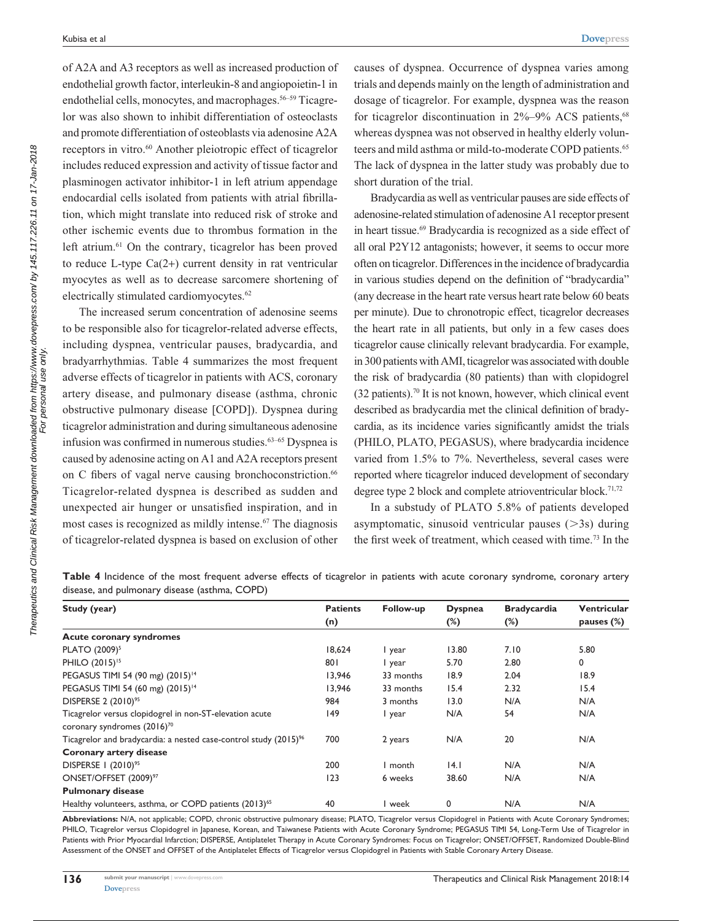of A2A and A3 receptors as well as increased production of endothelial growth factor, interleukin-8 and angiopoietin-1 in endothelial cells, monocytes, and macrophages.[56–59] Ticagrelor was also shown to inhibit differentiation of osteoclasts and promote differentiation of osteoblasts via adenosine A2A receptors in vitro.[60] Another pleiotropic effect of ticagrelor includes reduced expression and activity of tissue factor and plasminogen activator inhibitor-1 in left atrium appendage endocardial cells isolated from patients with atrial fibrillation, which might translate into reduced risk of stroke and other ischemic events due to thrombus formation in the left atrium.[61] On the contrary, ticagrelor has been proved to reduce L-type Ca(2+) current density in rat ventricular myocytes as well as to decrease sarcomere shortening of electrically stimulated cardiomyocytes.[62]

The increased serum concentration of adenosine seems to be responsible also for ticagrelor-related adverse effects, including dyspnea, ventricular pauses, bradycardia, and bradyarrhythmias. Table 4 summarizes the most frequent adverse effects of ticagrelor in patients with ACS, coronary artery disease, and pulmonary disease (asthma, chronic obstructive pulmonary disease [COPD]). Dyspnea during ticagrelor administration and during simultaneous adenosine infusion was confirmed in numerous studies.[63–65] Dyspnea is caused by adenosine acting on A1 and A2A receptors present on C fibers of vagal nerve causing bronchoconstriction.[66] Ticagrelor-related dyspnea is described as sudden and unexpected air hunger or unsatisfied inspiration, and in most cases is recognized as mildly intense.[67] The diagnosis of ticagrelor-related dyspnea is based on exclusion of other causes of dyspnea. Occurrence of dyspnea varies among trials and depends mainly on the length of administration and dosage of ticagrelor. For example, dyspnea was the reason for ticagrelor discontinuation in 2%–9% ACS patients,[68] whereas dyspnea was not observed in healthy elderly volunteers and mild asthma or mild-to-moderate COPD patients.[65] The lack of dyspnea in the latter study was probably due to short duration of the trial.

Bradycardia as well as ventricular pauses are side effects of adenosine-related stimulation of adenosine A1 receptor present in heart tissue.[69] Bradycardia is recognized as a side effect of all oral P2Y12 antagonists; however, it seems to occur more often on ticagrelor. Differences in the incidence of bradycardia in various studies depend on the definition of "bradycardia" (any decrease in the heart rate versus heart rate below 60 beats per minute). Due to chronotropic effect, ticagrelor decreases the heart rate in all patients, but only in a few cases does ticagrelor cause clinically relevant bradycardia. For example, in 300 patients with AMI, ticagrelor was associated with double the risk of bradycardia (80 patients) than with clopidogrel (32 patients).[70] It is not known, however, which clinical event described as bradycardia met the clinical definition of bradycardia, as its incidence varies significantly amidst the trials (PHILO, PLATO, PEGASUS), where bradycardia incidence varied from 1.5% to 7%. Nevertheless, several cases were reported where ticagrelor induced development of secondary degree type 2 block and complete atrioventricular block.[71,72]

In a substudy of PLATO 5.8% of patients developed asymptomatic, sinusoid ventricular pauses (>3s) during the first week of treatment, which ceased with time.[73] In the

**Table 4** Incidence of the most frequent adverse effects of ticagrelor in patients with acute coronary syndrome, coronary artery disease, and pulmonary disease (asthma, COPD)

| Study (year) | Patients (n) | Follow-up | Dyspnea (%) | Bradycardia (%) | Ventricular pauses (%) |
|---|---|---|---|---|---|
| **Acute coronary syndromes** | | | | | |
| PLATO (2009)[5] | 18,624 | 1 year | 13.80 | 7.10 | 5.80 |
| PHILO (2015)[15] | 801 | 1 year | 5.70 | 2.80 | 0 |
| PEGASUS TIMI 54 (90 mg) (2015)[14] | 13,946 | 33 months | 18.9 | 2.04 | 18.9 |
| PEGASUS TIMI 54 (60 mg) (2015)[14] | 13,946 | 33 months | 15.4 | 2.32 | 15.4 |
| DISPERSE 2 (2010)[95] | 984 | 3 months | 13.0 | N/A | N/A |
| Ticagrelor versus clopidogrel in non-ST-elevation acute coronary syndromes (2016)[70] | 149 | 1 year | N/A | 54 | N/A |
| Ticagrelor and bradycardia: a nested case-control study (2015)[96] | 700 | 2 years | N/A | 20 | N/A |
| **Coronary artery disease** | | | | | |
| DISPERSE 1 (2010)[95] | 200 | 1 month | 14.1 | N/A | N/A |
| ONSET/OFFSET (2009)[97] | 123 | 6 weeks | 38.60 | N/A | N/A |
| **Pulmonary disease** | | | | | |
| Healthy volunteers, asthma, or COPD patients (2013)[65] | 40 | 1 week | 0 | N/A | N/A |

**Abbreviations:** N/A, not applicable; COPD, chronic obstructive pulmonary disease; PLATO, Ticagrelor versus Clopidogrel in Patients with Acute Coronary Syndromes; PHILO, Ticagrelor versus Clopidogrel in Japanese, Korean, and Taiwanese Patients with Acute Coronary Syndrome; PEGASUS TIMI 54, Long-Term Use of Ticagrelor in Patients with Prior Myocardial Infarction; DISPERSE, Antiplatelet Therapy in Acute Coronary Syndromes: Focus on Ticagrelor; ONSET/OFFSET, Randomized Double-Blind Assessment of the ONSET and OFFSET of the Antiplatelet Effects of Ticagrelor versus Clopidogrel in Patients with Stable Coronary Artery Disease.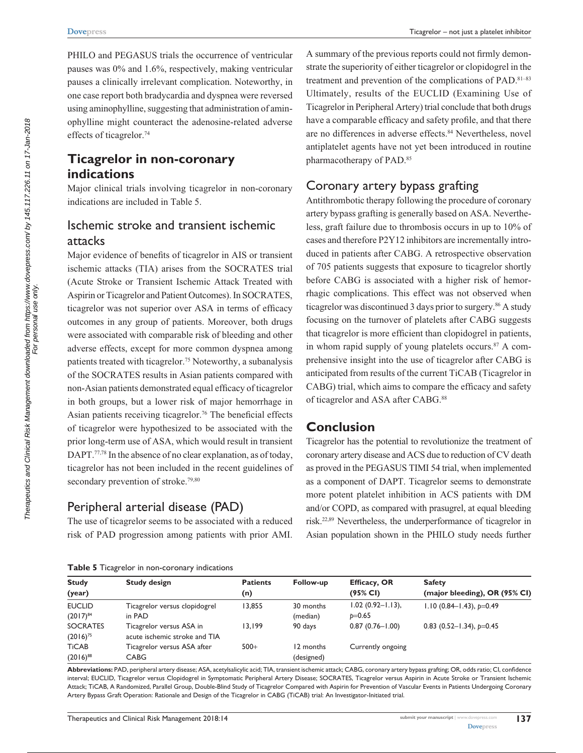PHILO and PEGASUS trials the occurrence of ventricular pauses was 0% and 1.6%, respectively, making ventricular pauses a clinically irrelevant complication. Noteworthy, in one case report both bradycardia and dyspnea were reversed using aminophylline, suggesting that administration of aminophylline might counteract the adenosine-related adverse effects of ticagrelor.[74]

## Ticagrelor in non-coronary indications

Major clinical trials involving ticagrelor in non-coronary indications are included in Table 5.

### Ischemic stroke and transient ischemic attacks

Major evidence of benefits of ticagrelor in AIS or transient ischemic attacks (TIA) arises from the SOCRATES trial (Acute Stroke or Transient Ischemic Attack Treated with Aspirin or Ticagrelor and Patient Outcomes). In SOCRATES, ticagrelor was not superior over ASA in terms of efficacy outcomes in any group of patients. Moreover, both drugs were associated with comparable risk of bleeding and other adverse effects, except for more common dyspnea among patients treated with ticagrelor.[75] Noteworthy, a subanalysis of the SOCRATES results in Asian patients compared with non-Asian patients demonstrated equal efficacy of ticagrelor in both groups, but a lower risk of major hemorrhage in Asian patients receiving ticagrelor.[76] The beneficial effects of ticagrelor were hypothesized to be associated with the prior long-term use of ASA, which would result in transient DAPT.[77,78] In the absence of no clear explanation, as of today, ticagrelor has not been included in the recent guidelines of secondary prevention of stroke.[79,80]

### Peripheral arterial disease (PAD)

The use of ticagrelor seems to be associated with a reduced risk of PAD progression among patients with prior AMI. A summary of the previous reports could not firmly demonstrate the superiority of either ticagrelor or clopidogrel in the treatment and prevention of the complications of PAD.[81–83] Ultimately, results of the EUCLID (Examining Use of Ticagrelor in Peripheral Artery) trial conclude that both drugs have a comparable efficacy and safety profile, and that there are no differences in adverse effects.[84] Nevertheless, novel antiplatelet agents have not yet been introduced in routine pharmacotherapy of PAD.[85]

### Coronary artery bypass grafting

Antithrombotic therapy following the procedure of coronary artery bypass grafting is generally based on ASA. Nevertheless, graft failure due to thrombosis occurs in up to 10% of cases and therefore P2Y12 inhibitors are incrementally introduced in patients after CABG. A retrospective observation of 705 patients suggests that exposure to ticagrelor shortly before CABG is associated with a higher risk of hemorrhagic complications. This effect was not observed when ticagrelor was discontinued 3 days prior to surgery.[86] A study focusing on the turnover of platelets after CABG suggests that ticagrelor is more efficient than clopidogrel in patients, in whom rapid supply of young platelets occurs.[87] A comprehensive insight into the use of ticagrelor after CABG is anticipated from results of the current TiCAB (Ticagrelor in CABG) trial, which aims to compare the efficacy and safety of ticagrelor and ASA after CABG.[88]

## Conclusion

Ticagrelor has the potential to revolutionize the treatment of coronary artery disease and ACS due to reduction of CV death as proved in the PEGASUS TIMI 54 trial, when implemented as a component of DAPT. Ticagrelor seems to demonstrate more potent platelet inhibition in ACS patients with DM and/or COPD, as compared with prasugrel, at equal bleeding risk.[22,89] Nevertheless, the underperformance of ticagrelor in Asian population shown in the PHILO study needs further

**Table 5** Ticagrelor in non-coronary indications

| Study (year) | Study design | Patients (n) | Follow-up | Efficacy, OR (95% CI) | Safety (major bleeding), OR (95% CI) |
|---|---|---|---|---|---|
| EUCLID (2017)[84] | Ticagrelor versus clopidogrel in PAD | 13,855 | 30 months (median) | 1.02 (0.92–1.13), $p=0.65$ | 1.10 (0.84–1.43), $p=0.49$ |
| SOCRATES (2016)[75] | Ticagrelor versus ASA in acute ischemic stroke and TIA | 13,199 | 90 days | 0.87 (0.76–1.00) | 0.83 (0.52–1.34), $p=0.45$ |
| TiCAB (2016)[88] | Ticagrelor versus ASA after CABG | 500+ | 12 months (designed) | Currently ongoing | |

**Abbreviations:** PAD, peripheral artery disease; ASA, acetylsalicylic acid; TIA, transient ischemic attack; CABG, coronary artery bypass grafting; OR, odds ratio; CI, confidence interval; EUCLID, Ticagrelor versus Clopidogrel in Symptomatic Peripheral Artery Disease; SOCRATES, Ticagrelor versus Aspirin in Acute Stroke or Transient Ischemic Attack; TiCAB, A Randomized, Parallel Group, Double-Blind Study of Ticagrelor Compared with Aspirin for Prevention of Vascular Events in Patients Undergoing Coronary Artery Bypass Graft Operation: Rationale and Design of the Ticagrelor in CABG (TiCAB) trial: An Investigator-Initiated trial.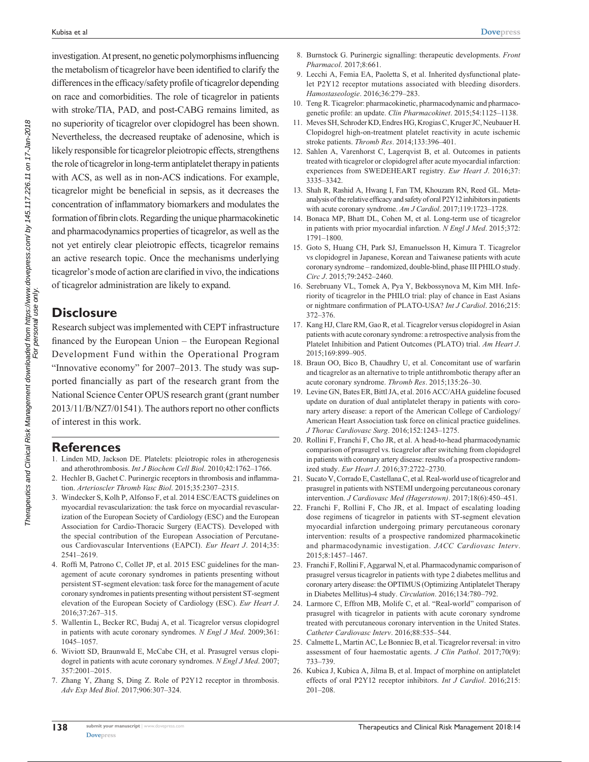investigation. At present, no genetic polymorphisms influencing the metabolism of ticagrelor have been identified to clarify the differences in the efficacy/safety profile of ticagrelor depending on race and comorbidities. The role of ticagrelor in patients with stroke/TIA, PAD, and post-CABG remains limited, as no superiority of ticagrelor over clopidogrel has been shown. Nevertheless, the decreased reuptake of adenosine, which is likely responsible for ticagrelor pleiotropic effects, strengthens the role of ticagrelor in long-term antiplatelet therapy in patients with ACS, as well as in non-ACS indications. For example, ticagrelor might be beneficial in sepsis, as it decreases the concentration of inflammatory biomarkers and modulates the formation of fibrin clots. Regarding the unique pharmacokinetic and pharmacodynamics properties of ticagrelor, as well as the not yet entirely clear pleiotropic effects, ticagrelor remains an active research topic. Once the mechanisms underlying ticagrelor's mode of action are clarified in vivo, the indications of ticagrelor administration are likely to expand.

## Disclosure

Research subject was implemented with CEPT infrastructure financed by the European Union – the European Regional Development Fund within the Operational Program "Innovative economy" for 2007–2013. The study was supported financially as part of the research grant from the National Science Center OPUS research grant (grant number 2013/11/B/NZ7/01541). The authors report no other conflicts of interest in this work.

## References

1. Linden MD, Jackson DE. Platelets: pleiotropic roles in atherogenesis and atherothrombosis. *Int J Biochem Cell Biol*. 2010;42:1762–1766.
2. Hechler B, Gachet C. Purinergic receptors in thrombosis and inflammation. *Arterioscler Thromb Vasc Biol*. 2015;35:2307–2315.
3. Windecker S, Kolh P, Alfonso F, et al. 2014 ESC/EACTS guidelines on myocardial revascularization: the task force on myocardial revascularization of the European Society of Cardiology (ESC) and the European Association for Cardio-Thoracic Surgery (EACTS). Developed with the special contribution of the European Association of Percutaneous Cardiovascular Interventions (EAPCI). *Eur Heart J*. 2014;35:2541–2619.
4. Roffi M, Patrono C, Collet JP, et al. 2015 ESC guidelines for the management of acute coronary syndromes in patients presenting without persistent ST-segment elevation: task force for the management of acute coronary syndromes in patients presenting without persistent ST-segment elevation of the European Society of Cardiology (ESC). *Eur Heart J*. 2016;37:267–315.
5. Wallentin L, Becker RC, Budaj A, et al. Ticagrelor versus clopidogrel in patients with acute coronary syndromes. *N Engl J Med*. 2009;361:1045–1057.
6. Wiviott SD, Braunwald E, McCabe CH, et al. Prasugrel versus clopidogrel in patients with acute coronary syndromes. *N Engl J Med*. 2007;357:2001–2015.
7. Zhang Y, Zhang S, Ding Z. Role of P2Y12 receptor in thrombosis. *Adv Exp Med Biol*. 2017;906:307–324.
8. Burnstock G. Purinergic signalling: therapeutic developments. *Front Pharmacol*. 2017;8:661.
9. Lecchi A, Femia EA, Paoletta S, et al. Inherited dysfunctional platelet P2Y12 receptor mutations associated with bleeding disorders. *Hamostaseologie*. 2016;36:279–283.
10. Teng R. Ticagrelor: pharmacokinetic, pharmacodynamic and pharmacogenetic profile: an update. *Clin Pharmacokinet*. 2015;54:1125–1138.
11. Meves SH, Schroder KD, Endres HG, Krogias C, Kruger JC, Neubauer H. Clopidogrel high-on-treatment platelet reactivity in acute ischemic stroke patients. *Thromb Res*. 2014;133:396–401.
12. Sahlen A, Varenhorst C, Lagerqvist B, et al. Outcomes in patients treated with ticagrelor or clopidogrel after acute myocardial infarction: experiences from SWEDEHEART registry. *Eur Heart J*. 2016;37:3335–3342.
13. Shah R, Rashid A, Hwang I, Fan TM, Khouzam RN, Reed GL. Meta-analysis of the relative efficacy and safety of oral P2Y12 inhibitors in patients with acute coronary syndrome. *Am J Cardiol*. 2017;119:1723–1728.
14. Bonaca MP, Bhatt DL, Cohen M, et al. Long-term use of ticagrelor in patients with prior myocardial infarction. *N Engl J Med*. 2015;372:1791–1800.
15. Goto S, Huang CH, Park SJ, Emanuelsson H, Kimura T. Ticagrelor vs clopidogrel in Japanese, Korean and Taiwanese patients with acute coronary syndrome – randomized, double-blind, phase III PHILO study. *Circ J*. 2015;79:2452–2460.
16. Serebruany VL, Tomek A, Pya Y, Bekbossynova M, Kim MH. Inferiority of ticagrelor in the PHILO trial: play of chance in East Asians or nightmare confirmation of PLATO-USA? *Int J Cardiol*. 2016;215:372–376.
17. Kang HJ, Clare RM, Gao R, et al. Ticagrelor versus clopidogrel in Asian patients with acute coronary syndrome: a retrospective analysis from the Platelet Inhibition and Patient Outcomes (PLATO) trial. *Am Heart J*. 2015;169:899–905.
18. Braun OO, Bico B, Chaudhry U, et al. Concomitant use of warfarin and ticagrelor as an alternative to triple antithrombotic therapy after an acute coronary syndrome. *Thromb Res*. 2015;135:26–30.
19. Levine GN, Bates ER, Bittl JA, et al. 2016 ACC/AHA guideline focused update on duration of dual antiplatelet therapy in patients with coronary artery disease: a report of the American College of Cardiology/American Heart Association task force on clinical practice guidelines. *J Thorac Cardiovasc Surg*. 2016;152:1243–1275.
20. Rollini F, Franchi F, Cho JR, et al. A head-to-head pharmacodynamic comparison of prasugrel vs. ticagrelor after switching from clopidogrel in patients with coronary artery disease: results of a prospective randomized study. *Eur Heart J*. 2016;37:2722–2730.
21. Sucato V, Corrado E, Castellana C, et al. Real-world use of ticagrelor and prasugrel in patients with NSTEMI undergoing percutaneous coronary intervention. *J Cardiovasc Med (Hagerstown)*. 2017;18(6):450–451.
22. Franchi F, Rollini F, Cho JR, et al. Impact of escalating loading dose regimens of ticagrelor in patients with ST-segment elevation myocardial infarction undergoing primary percutaneous coronary intervention: results of a prospective randomized pharmacokinetic and pharmacodynamic investigation. *JACC Cardiovasc Interv*. 2015;8:1457–1467.
23. Franchi F, Rollini F, Aggarwal N, et al. Pharmacodynamic comparison of prasugrel versus ticagrelor in patients with type 2 diabetes mellitus and coronary artery disease: the OPTIMUS (Optimizing Antiplatelet Therapy in Diabetes Mellitus)-4 study. *Circulation*. 2016;134:780–792.
24. Larmore C, Effron MB, Molife C, et al. "Real-world" comparison of prasugrel with ticagrelor in patients with acute coronary syndrome treated with percutaneous coronary intervention in the United States. *Catheter Cardiovasc Interv*. 2016;88:535–544.
25. Calmette L, Martin AC, Le Bonniec B, et al. Ticagrelor reversal: in vitro assessment of four haemostatic agents. *J Clin Pathol*. 2017;70(9):733–739.
26. Kubica J, Kubica A, Jilma B, et al. Impact of morphine on antiplatelet effects of oral P2Y12 receptor inhibitors. *Int J Cardiol*. 2016;215:201–208.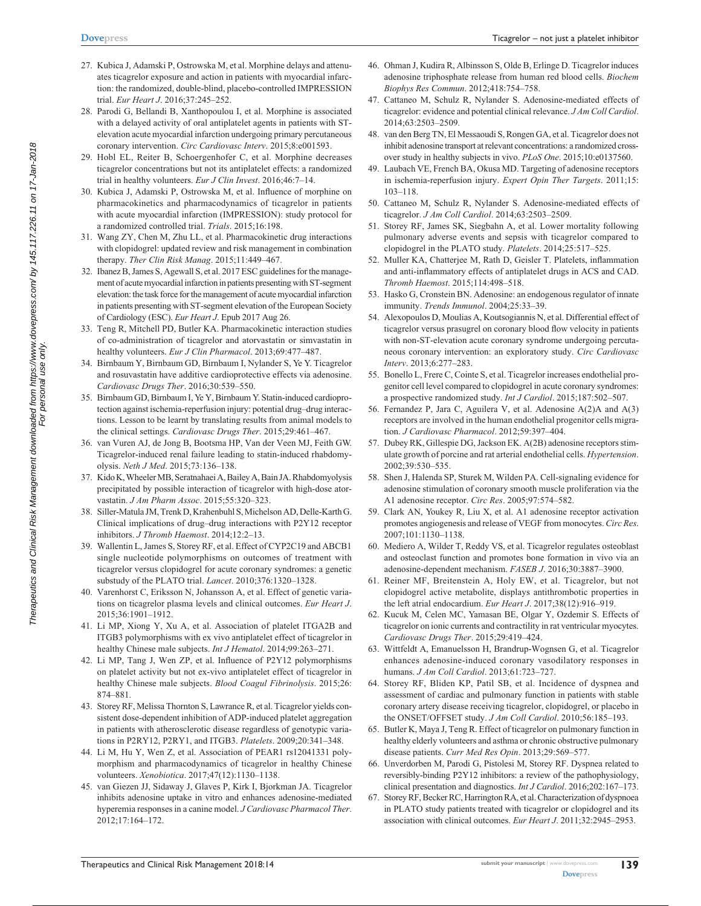27. Kubica J, Adamski P, Ostrowska M, et al. Morphine delays and attenuates ticagrelor exposure and action in patients with myocardial infarction: the randomized, double-blind, placebo-controlled IMPRESSION trial. *Eur Heart J*. 2016;37:245–252.
28. Parodi G, Bellandi B, Xanthopoulou I, et al. Morphine is associated with a delayed activity of oral antiplatelet agents in patients with ST-elevation acute myocardial infarction undergoing primary percutaneous coronary intervention. *Circ Cardiovasc Interv*. 2015;8:e001593.
29. Hobl EL, Reiter B, Schoergenhofer C, et al. Morphine decreases ticagrelor concentrations but not its antiplatelet effects: a randomized trial in healthy volunteers. *Eur J Clin Invest*. 2016;46:7–14.
30. Kubica J, Adamski P, Ostrowska M, et al. Influence of morphine on pharmacokinetics and pharmacodynamics of ticagrelor in patients with acute myocardial infarction (IMPRESSION): study protocol for a randomized controlled trial. *Trials*. 2015;16:198.
31. Wang ZY, Chen M, Zhu LL, et al. Pharmacokinetic drug interactions with clopidogrel: updated review and risk management in combination therapy. *Ther Clin Risk Manag*. 2015;11:449–467.
32. Ibanez B, James S, Agewall S, et al. 2017 ESC guidelines for the management of acute myocardial infarction in patients presenting with ST-segment elevation: the task force for the management of acute myocardial infarction in patients presenting with ST-segment elevation of the European Society of Cardiology (ESC). *Eur Heart J*. Epub 2017 Aug 26.
33. Teng R, Mitchell PD, Butler KA. Pharmacokinetic interaction studies of co-administration of ticagrelor and atorvastatin or simvastatin in healthy volunteers. *Eur J Clin Pharmacol*. 2013;69:477–487.
34. Birnbaum Y, Birnbaum GD, Birnbaum I, Nylander S, Ye Y. Ticagrelor and rosuvastatin have additive cardioprotective effects via adenosine. *Cardiovasc Drugs Ther*. 2016;30:539–550.
35. Birnbaum GD, Birnbaum I, Ye Y, Birnbaum Y. Statin-induced cardioprotection against ischemia-reperfusion injury: potential drug–drug interactions. Lesson to be learnt by translating results from animal models to the clinical settings. *Cardiovasc Drugs Ther*. 2015;29:461–467.
36. van Vuren AJ, de Jong B, Bootsma HP, Van der Veen MJ, Feith GW. Ticagrelor-induced renal failure leading to statin-induced rhabdomyolysis. *Neth J Med*. 2015;73:136–138.
37. Kido K, Wheeler MB, Seratnahaei A, Bailey A, Bain JA. Rhabdomyolysis precipitated by possible interaction of ticagrelor with high-dose atorvastatin. *J Am Pharm Assoc*. 2015;55:320–323.
38. Siller-Matula JM, Trenk D, Krahenbuhl S, Michelson AD, Delle-Karth G. Clinical implications of drug–drug interactions with P2Y12 receptor inhibitors. *J Thromb Haemost*. 2014;12:2–13.
39. Wallentin L, James S, Storey RF, et al. Effect of CYP2C19 and ABCB1 single nucleotide polymorphisms on outcomes of treatment with ticagrelor versus clopidogrel for acute coronary syndromes: a genetic substudy of the PLATO trial. *Lancet*. 2010;376:1320–1328.
40. Varenhorst C, Eriksson N, Johansson A, et al. Effect of genetic variations on ticagrelor plasma levels and clinical outcomes. *Eur Heart J*. 2015;36:1901–1912.
41. Li MP, Xiong Y, Xu A, et al. Association of platelet ITGA2B and ITGB3 polymorphisms with ex vivo antiplatelet effect of ticagrelor in healthy Chinese male subjects. *Int J Hematol*. 2014;99:263–271.
42. Li MP, Tang J, Wen ZP, et al. Influence of P2Y12 polymorphisms on platelet activity but not ex-vivo antiplatelet effect of ticagrelor in healthy Chinese male subjects. *Blood Coagul Fibrinolysis*. 2015;26:874–881.
43. Storey RF, Melissa Thornton S, Lawrance R, et al. Ticagrelor yields consistent dose-dependent inhibition of ADP-induced platelet aggregation in patients with atherosclerotic disease regardless of genotypic variations in P2RY12, P2RY1, and ITGB3. *Platelets*. 2009;20:341–348.
44. Li M, Hu Y, Wen Z, et al. Association of PEAR1 rs12041331 polymorphism and pharmacodynamics of ticagrelor in healthy Chinese volunteers. *Xenobiotica*. 2017;47(12):1130–1138.
45. van Giezen JJ, Sidaway J, Glaves P, Kirk I, Bjorkman JA. Ticagrelor inhibits adenosine uptake in vitro and enhances adenosine-mediated hyperemia responses in a canine model. *J Cardiovasc Pharmacol Ther*. 2012;17:164–172.
46. Ohman J, Kudira R, Albinsson S, Olde B, Erlinge D. Ticagrelor induces adenosine triphosphate release from human red blood cells. *Biochem Biophys Res Commun*. 2012;418:754–758.
47. Cattaneo M, Schulz R, Nylander S. Adenosine-mediated effects of ticagrelor: evidence and potential clinical relevance. *J Am Coll Cardiol*. 2014;63:2503–2509.
48. van den Berg TN, El Messaoudi S, Rongen GA, et al. Ticagrelor does not inhibit adenosine transport at relevant concentrations: a randomized cross-over study in healthy subjects in vivo. *PLoS One*. 2015;10:e0137560.
49. Laubach VE, French BA, Okusa MD. Targeting of adenosine receptors in ischemia-reperfusion injury. *Expert Opin Ther Targets*. 2011;15:103–118.
50. Cattaneo M, Schulz R, Nylander S. Adenosine-mediated effects of ticagrelor. *J Am Coll Cardiol*. 2014;63:2503–2509.
51. Storey RF, James SK, Siegbahn A, et al. Lower mortality following pulmonary adverse events and sepsis with ticagrelor compared to clopidogrel in the PLATO study. *Platelets*. 2014;25:517–525.
52. Muller KA, Chatterjee M, Rath D, Geisler T. Platelets, inflammation and anti-inflammatory effects of antiplatelet drugs in ACS and CAD. *Thromb Haemost*. 2015;114:498–518.
53. Hasko G, Cronstein BN. Adenosine: an endogenous regulator of innate immunity. *Trends Immunol*. 2004;25:33–39.
54. Alexopoulos D, Moulias A, Koutsogiannis N, et al. Differential effect of ticagrelor versus prasugrel on coronary blood flow velocity in patients with non-ST-elevation acute coronary syndrome undergoing percutaneous coronary intervention: an exploratory study. *Circ Cardiovasc Interv*. 2013;6:277–283.
55. Bonello L, Frere C, Cointe S, et al. Ticagrelor increases endothelial progenitor cell level compared to clopidogrel in acute coronary syndromes: a prospective randomized study. *Int J Cardiol*. 2015;187:502–507.
56. Fernandez P, Jara C, Aguilera V, et al. Adenosine A(2)A and A(3) receptors are involved in the human endothelial progenitor cells migration. *J Cardiovasc Pharmacol*. 2012;59:397–404.
57. Dubey RK, Gillespie DG, Jackson EK. A(2B) adenosine receptors stimulate growth of porcine and rat arterial endothelial cells. *Hypertension*. 2002;39:530–535.
58. Shen J, Halenda SP, Sturek M, Wilden PA. Cell-signaling evidence for adenosine stimulation of coronary smooth muscle proliferation via the A1 adenosine receptor. *Circ Res*. 2005;97:574–582.
59. Clark AN, Youkey R, Liu X, et al. A1 adenosine receptor activation promotes angiogenesis and release of VEGF from monocytes. *Circ Res*. 2007;101:1130–1138.
60. Mediero A, Wilder T, Reddy VS, et al. Ticagrelor regulates osteoblast and osteoclast function and promotes bone formation in vivo via an adenosine-dependent mechanism. *FASEB J*. 2016;30:3887–3900.
61. Reiner MF, Breitenstein A, Holy EW, et al. Ticagrelor, but not clopidogrel active metabolite, displays antithrombotic properties in the left atrial endocardium. *Eur Heart J*. 2017;38(12):916–919.
62. Kucuk M, Celen MC, Yamasan BE, Olgar Y, Ozdemir S. Effects of ticagrelor on ionic currents and contractility in rat ventricular myocytes. *Cardiovasc Drugs Ther*. 2015;29:419–424.
63. Wittfeldt A, Emanuelsson H, Brandrup-Wognsen G, et al. Ticagrelor enhances adenosine-induced coronary vasodilatory responses in humans. *J Am Coll Cardiol*. 2013;61:723–727.
64. Storey RF, Bliden KP, Patil SB, et al. Incidence of dyspnea and assessment of cardiac and pulmonary function in patients with stable coronary artery disease receiving ticagrelor, clopidogrel, or placebo in the ONSET/OFFSET study. *J Am Coll Cardiol*. 2010;56:185–193.
65. Butler K, Maya J, Teng R. Effect of ticagrelor on pulmonary function in healthy elderly volunteers and asthma or chronic obstructive pulmonary disease patients. *Curr Med Res Opin*. 2013;29:569–577.
66. Unverdorben M, Parodi G, Pistolesi M, Storey RF. Dyspnea related to reversibly-binding P2Y12 inhibitors: a review of the pathophysiology, clinical presentation and diagnostics. *Int J Cardiol*. 2016;202:167–173.
67. Storey RF, Becker RC, Harrington RA, et al. Characterization of dyspnoea in PLATO study patients treated with ticagrelor or clopidogrel and its association with clinical outcomes. *Eur Heart J*. 2011;32:2945–2953.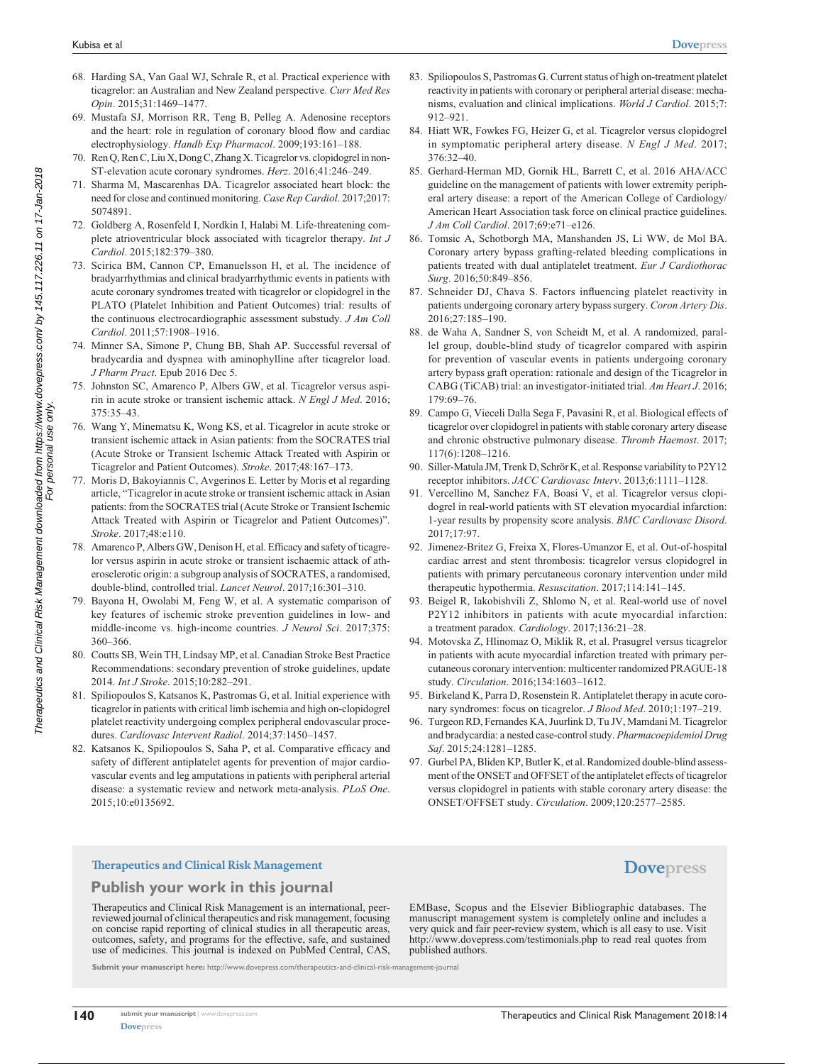68. Harding SA, Van Gaal WJ, Schrale R, et al. Practical experience with ticagrelor: an Australian and New Zealand perspective. *Curr Med Res Opin*. 2015;31:1469–1477.
69. Mustafa SJ, Morrison RR, Teng B, Pelleg A. Adenosine receptors and the heart: role in regulation of coronary blood flow and cardiac electrophysiology. *Handb Exp Pharmacol*. 2009;193:161–188.
70. Ren Q, Ren C, Liu X, Dong C, Zhang X. Ticagrelor vs. clopidogrel in non-ST-elevation acute coronary syndromes. *Herz*. 2016;41:246–249.
71. Sharma M, Mascarenhas DA. Ticagrelor associated heart block: the need for close and continued monitoring. *Case Rep Cardiol*. 2017;2017:5074891.
72. Goldberg A, Rosenfeld I, Nordkin I, Halabi M. Life-threatening complete atrioventricular block associated with ticagrelor therapy. *Int J Cardiol*. 2015;182:379–380.
73. Scirica BM, Cannon CP, Emanuelsson H, et al. The incidence of bradyarrhythmias and clinical bradyarrhythmic events in patients with acute coronary syndromes treated with ticagrelor or clopidogrel in the PLATO (Platelet Inhibition and Patient Outcomes) trial: results of the continuous electrocardiographic assessment substudy. *J Am Coll Cardiol*. 2011;57:1908–1916.
74. Minner SA, Simone P, Chung BB, Shah AP. Successful reversal of bradycardia and dyspnea with aminophylline after ticagrelor load. *J Pharm Pract*. Epub 2016 Dec 5.
75. Johnston SC, Amarenco P, Albers GW, et al. Ticagrelor versus aspirin in acute stroke or transient ischemic attack. *N Engl J Med*. 2016;375:35–43.
76. Wang Y, Minematsu K, Wong KS, et al. Ticagrelor in acute stroke or transient ischemic attack in Asian patients: from the SOCRATES trial (Acute Stroke or Transient Ischemic Attack Treated with Aspirin or Ticagrelor and Patient Outcomes). *Stroke*. 2017;48:167–173.
77. Moris D, Bakoyiannis C, Avgerinos E. Letter by Moris et al regarding article, "Ticagrelor in acute stroke or transient ischemic attack in Asian patients: from the SOCRATES trial (Acute Stroke or Transient Ischemic Attack Treated with Aspirin or Ticagrelor and Patient Outcomes)". *Stroke*. 2017;48:e110.
78. Amarenco P, Albers GW, Denison H, et al. Efficacy and safety of ticagrelor versus aspirin in acute stroke or transient ischaemic attack of atherosclerotic origin: a subgroup analysis of SOCRATES, a randomised, double-blind, controlled trial. *Lancet Neurol*. 2017;16:301–310.
79. Bayona H, Owolabi M, Feng W, et al. A systematic comparison of key features of ischemic stroke prevention guidelines in low- and middle-income vs. high-income countries. *J Neurol Sci*. 2017;375:360–366.
80. Coutts SB, Wein TH, Lindsay MP, et al. Canadian Stroke Best Practice Recommendations: secondary prevention of stroke guidelines, update 2014. *Int J Stroke*. 2015;10:282–291.
81. Spiliopoulos S, Katsanos K, Pastromas G, et al. Initial experience with ticagrelor in patients with critical limb ischemia and high on-clopidogrel platelet reactivity undergoing complex peripheral endovascular procedures. *Cardiovasc Intervent Radiol*. 2014;37:1450–1457.
82. Katsanos K, Spiliopoulos S, Saha P, et al. Comparative efficacy and safety of different antiplatelet agents for prevention of major cardiovascular events and leg amputations in patients with peripheral arterial disease: a systematic review and network meta-analysis. *PLoS One*. 2015;10:e0135692.
83. Spiliopoulos S, Pastromas G. Current status of high on-treatment platelet reactivity in patients with coronary or peripheral arterial disease: mechanisms, evaluation and clinical implications. *World J Cardiol*. 2015;7:912–921.
84. Hiatt WR, Fowkes FG, Heizer G, et al. Ticagrelor versus clopidogrel in symptomatic peripheral artery disease. *N Engl J Med*. 2017;376:32–40.
85. Gerhard-Herman MD, Gornik HL, Barrett C, et al. 2016 AHA/ACC guideline on the management of patients with lower extremity peripheral artery disease: a report of the American College of Cardiology/American Heart Association task force on clinical practice guidelines. *J Am Coll Cardiol*. 2017;69:e71–e126.
86. Tomsic A, Schotborgh MA, Manshanden JS, Li WW, de Mol BA. Coronary artery bypass grafting-related bleeding complications in patients treated with dual antiplatelet treatment. *Eur J Cardiothorac Surg*. 2016;50:849–856.
87. Schneider DJ, Chava S. Factors influencing platelet reactivity in patients undergoing coronary artery bypass surgery. *Coron Artery Dis*. 2016;27:185–190.
88. de Waha A, Sandner S, von Scheidt M, et al. A randomized, parallel group, double-blind study of ticagrelor compared with aspirin for prevention of vascular events in patients undergoing coronary artery bypass graft operation: rationale and design of the Ticagrelor in CABG (TiCAB) trial: an investigator-initiated trial. *Am Heart J*. 2016;179:69–76.
89. Campo G, Vieceli Dalla Sega F, Pavasini R, et al. Biological effects of ticagrelor over clopidogrel in patients with stable coronary artery disease and chronic obstructive pulmonary disease. *Thromb Haemost*. 2017;117(6):1208–1216.
90. Siller-Matula JM, Trenk D, Schrör K, et al. Response variability to P2Y12 receptor inhibitors. *JACC Cardiovasc Interv*. 2013;6:1111–1128.
91. Vercellino M, Sanchez FA, Boasi V, et al. Ticagrelor versus clopidogrel in real-world patients with ST elevation myocardial infarction: 1-year results by propensity score analysis. *BMC Cardiovasc Disord*. 2017;17:97.
92. Jimenez-Britez G, Freixa X, Flores-Umanzor E, et al. Out-of-hospital cardiac arrest and stent thrombosis: ticagrelor versus clopidogrel in patients with primary percutaneous coronary intervention under mild therapeutic hypothermia. *Resuscitation*. 2017;114:141–145.
93. Beigel R, Iakobishvili Z, Shlomo N, et al. Real-world use of novel P2Y12 inhibitors in patients with acute myocardial infarction: a treatment paradox. *Cardiology*. 2017;136:21–28.
94. Motovska Z, Hlinomaz O, Miklik R, et al. Prasugrel versus ticagrelor in patients with acute myocardial infarction treated with primary percutaneous coronary intervention: multicenter randomized PRAGUE-18 study. *Circulation*. 2016;134:1603–1612.
95. Birkeland K, Parra D, Rosenstein R. Antiplatelet therapy in acute coronary syndromes: focus on ticagrelor. *J Blood Med*. 2010;1:197–219.
96. Turgeon RD, Fernandes KA, Juurlink D, Tu JV, Mamdani M. Ticagrelor and bradycardia: a nested case-control study. *Pharmacoepidemiol Drug Saf*. 2015;24:1281–1285.
97. Gurbel PA, Bliden KP, Butler K, et al. Randomized double-blind assessment of the ONSET and OFFSET of the antiplatelet effects of ticagrelor versus clopidogrel in patients with stable coronary artery disease: the ONSET/OFFSET study. *Circulation*. 2009;120:2577–2585.

**Therapeutics and Clinical Risk Management**

**Dovepress**

## Publish your work in this journal

Therapeutics and Clinical Risk Management is an international, peer-reviewed journal of clinical therapeutics and risk management, focusing on concise rapid reporting of clinical studies in all therapeutic areas, outcomes, safety, and programs for the effective, safe, and sustained use of medicines. This journal is indexed on PubMed Central, CAS, EMBase, Scopus and the Elsevier Bibliographic databases. The manuscript management system is completely online and includes a very quick and fair peer-review system, which is all easy to use. Visit http://www.dovepress.com/testimonials.php to read real quotes from published authors.

**Submit your manuscript here:** http://www.dovepress.com/therapeutics-and-clinical-risk-management-journal